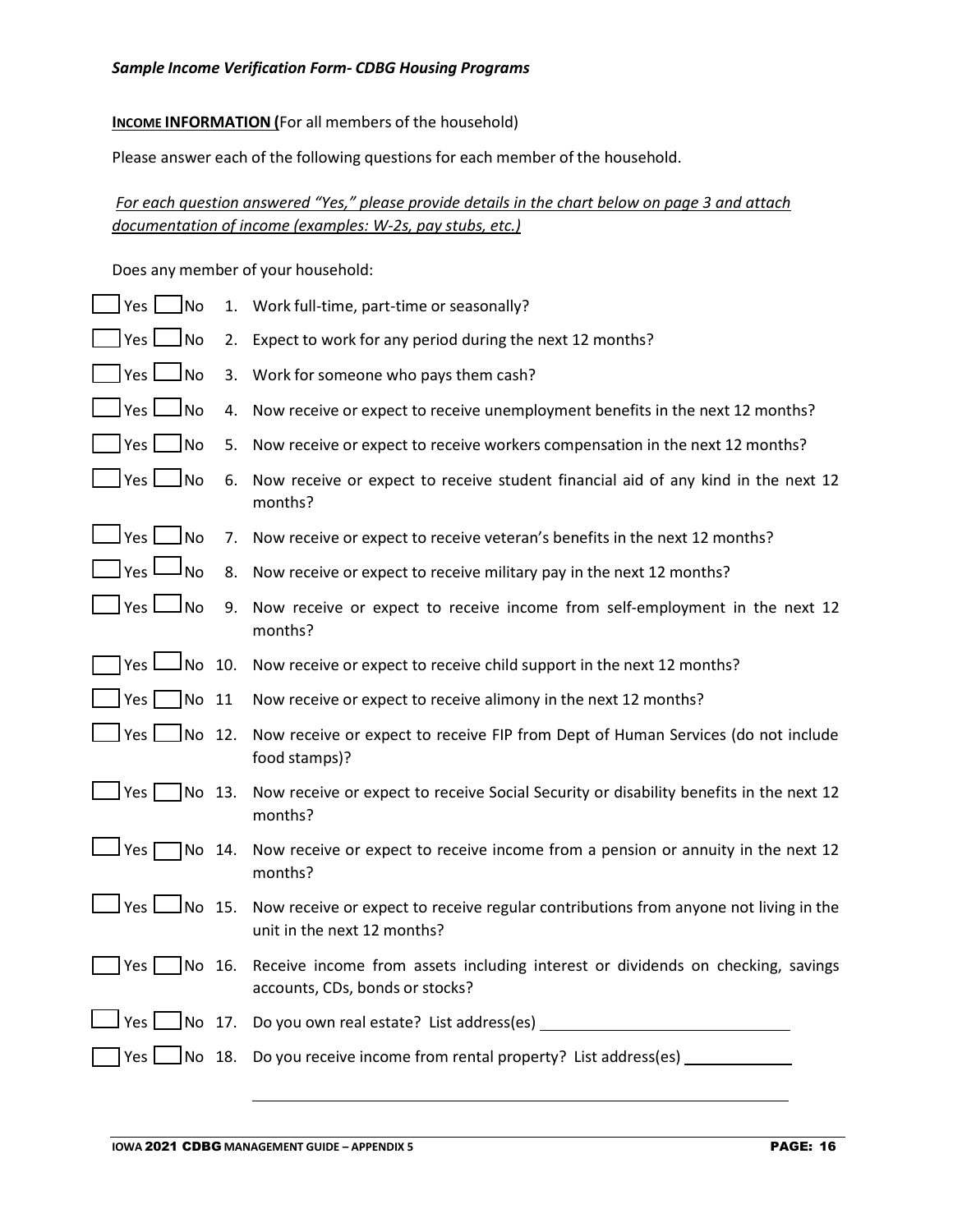*Sample Income Verification Form- CDBG Housing Programs*

**INCOME INFORMATION (**For all members of the household)

Please answer each of the following questions for each member of the household.

*For each question answered "Yes," please provide details in the chart below on page 3 and attach documentation of income (examples: W-2s, pay stubs, etc.)*

Does any member of your household:

☐ Yes ☐ No 1. Work full-time, part-time or seasonally?

☐ Yes ☐ No 2. Expect to work for any period during the next 12 months?

☐ Yes ☐ No 3. Work for someone who pays them cash?

☐ Yes ☐ No 4. Now receive or expect to receive unemployment benefits in the next 12 months?

☐ Yes ☐ No 5. Now receive or expect to receive workers compensation in the next 12 months?

☐ Yes ☐ No 6. Now receive or expect to receive student financial aid of any kind in the next 12 months?

☐ Yes ☐ No 7. Now receive or expect to receive veteran's benefits in the next 12 months?

☐ Yes ☐ No 8. Now receive or expect to receive military pay in the next 12 months?

☐ Yes ☐ No 9. Now receive or expect to receive income from self-employment in the next 12 months?

☐ Yes ☐ No 10. Now receive or expect to receive child support in the next 12 months?

☐ Yes ☐ No 11 Now receive or expect to receive alimony in the next 12 months?

☐ Yes ☐ No 12. Now receive or expect to receive FIP from Dept of Human Services (do not include food stamps)?

☐ Yes ☐ No 13. Now receive or expect to receive Social Security or disability benefits in the next 12 months?

☐ Yes ☐ No 14. Now receive or expect to receive income from a pension or annuity in the next 12 months?

☐ Yes ☐ No 15. Now receive or expect to receive regular contributions from anyone not living in the unit in the next 12 months?

☐ Yes ☐ No 16. Receive income from assets including interest or dividends on checking, savings accounts, CDs, bonds or stocks?

☐ Yes ☐ No 17. Do you own real estate? List address(es) ______________________________

☐ Yes ☐ No 18. Do you receive income from rental property? List address(es) _____________

______________________________________________________________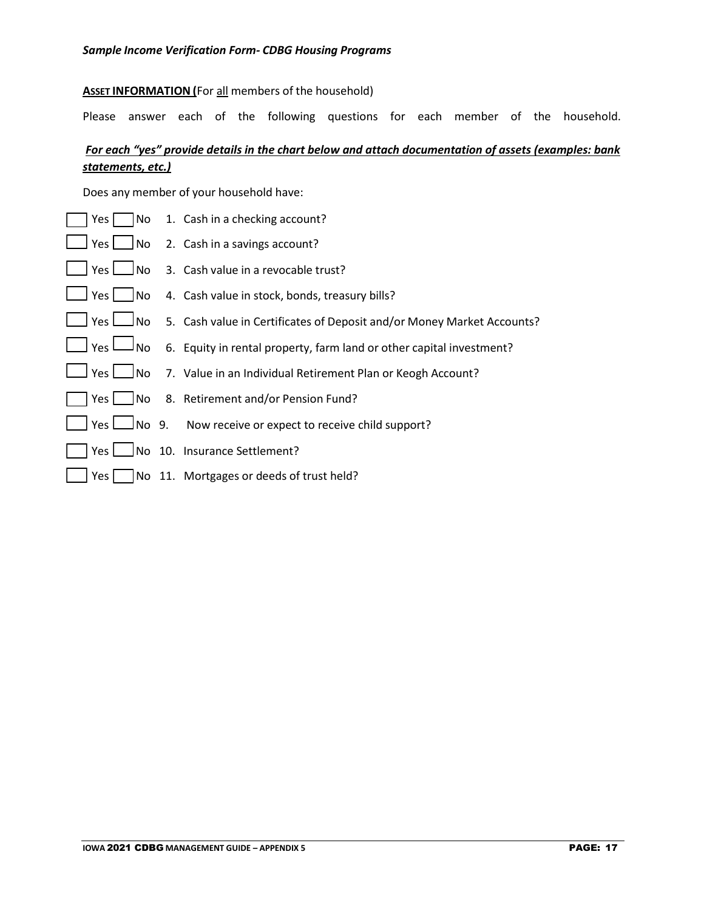*Sample Income Verification Form- CDBG Housing Programs*

**ASSET INFORMATION (**For all members of the household)

Please answer each of the following questions for each member of the household.

***For each "yes" provide details in the chart below and attach documentation of assets (examples: bank statements, etc.)***

Does any member of your household have:

- ☐ Yes ☐ No 1. Cash in a checking account?
- ☐ Yes ☐ No 2. Cash in a savings account?
- ☐ Yes ☐ No 3. Cash value in a revocable trust?
- ☐ Yes ☐ No 4. Cash value in stock, bonds, treasury bills?
- ☐ Yes ☐ No 5. Cash value in Certificates of Deposit and/or Money Market Accounts?
- ☐ Yes ☐ No 6. Equity in rental property, farm land or other capital investment?
- ☐ Yes ☐ No 7. Value in an Individual Retirement Plan or Keogh Account?
- ☐ Yes ☐ No 8. Retirement and/or Pension Fund?
- ☐ Yes ☐ No 9. Now receive or expect to receive child support?
- ☐ Yes ☐ No 10. Insurance Settlement?
- ☐ Yes ☐ No 11. Mortgages or deeds of trust held?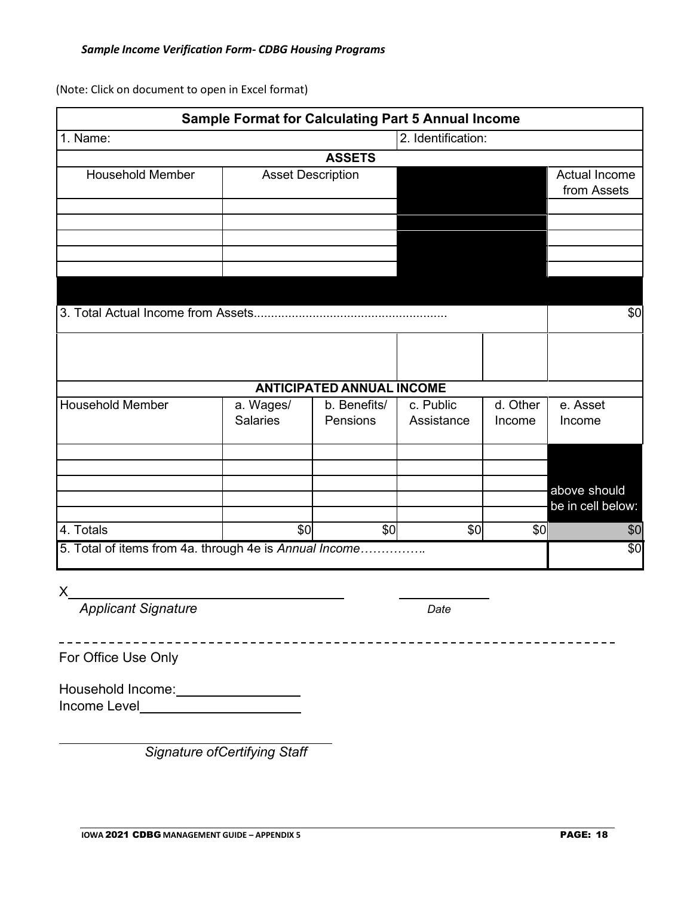*Sample Income Verification Form- CDBG Housing Programs*

(Note: Click on document to open in Excel format)

| **Sample Format for Calculating Part 5 Annual Income** | | | | | |
|---|---|---|---|---|---|
| 1. Name: | | | 2. Identification: | | |
| **ASSETS** | | | | | |
| Household Member | Asset Description | | | | Actual Income from Assets |
| | | | | | |
| | | | | | |
| | | | | | |
| | | | | | |
| | | | | | |
| 3. Total Actual Income from Assets....................................................... | | | | | $0 |
| **ANTICIPATED ANNUAL INCOME** | | | | | |
| Household Member | a. Wages/ Salaries | b. Benefits/ Pensions | c. Public Assistance | d. Other Income | e. Asset Income |
| | | | | | |
| | | | | | |
| | | | | | above should be in cell below: |
| | | | | | |
| | | | | | |
| 4. Totals | $0 | $0 | $0 | $0 | $0 |
| 5. Total of items from 4a. through 4e is *Annual Income*…………….. | | | | | $0 |

X______________________________________ ____________

*Applicant Signature* *Date*

For Office Use Only

Household Income:________________

Income Level____________________

______________________________

*Signature ofCertifying Staff*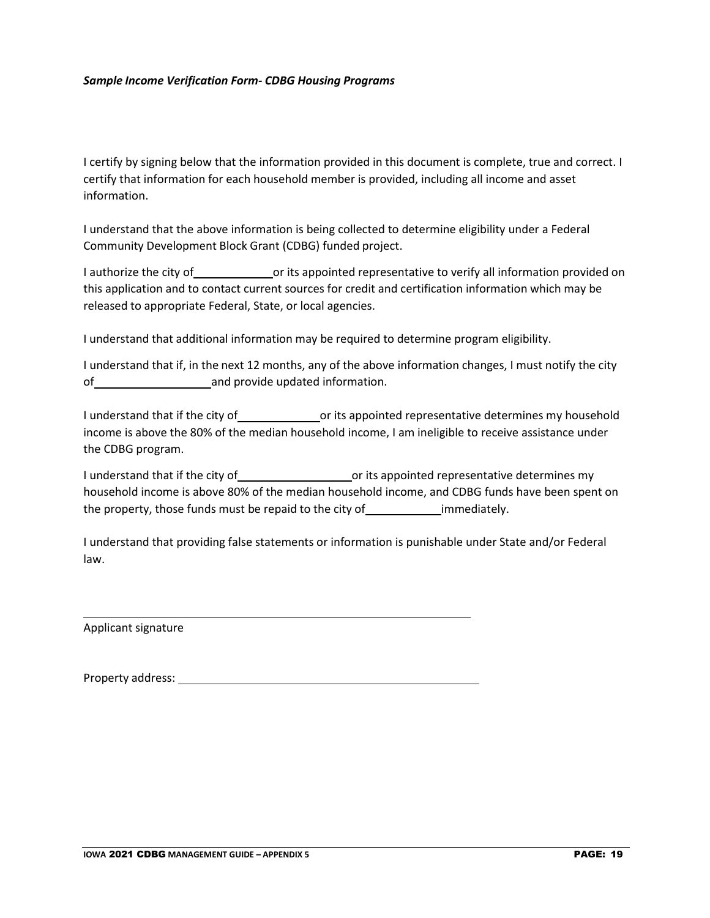***Sample Income Verification Form- CDBG Housing Programs***

I certify by signing below that the information provided in this document is complete, true and correct. I certify that information for each household member is provided, including all income and asset information.

I understand that the above information is being collected to determine eligibility under a Federal Community Development Block Grant (CDBG) funded project.

I authorize the city of ____________ or its appointed representative to verify all information provided on this application and to contact current sources for credit and certification information which may be released to appropriate Federal, State, or local agencies.

I understand that additional information may be required to determine program eligibility.

I understand that if, in the next 12 months, any of the above information changes, I must notify the city of __________________ and provide updated information.

I understand that if the city of ____________ or its appointed representative determines my household income is above the 80% of the median household income, I am ineligible to receive assistance under the CDBG program.

I understand that if the city of __________________ or its appointed representative determines my household income is above 80% of the median household income, and CDBG funds have been spent on the property, those funds must be repaid to the city of ___________ immediately.

I understand that providing false statements or information is punishable under State and/or Federal law.

\_\_\_\_\_\_\_\_\_\_\_\_\_\_\_\_\_\_\_\_\_\_\_\_\_\_\_\_\_\_\_\_\_\_\_\_\_\_\_\_\_\_\_\_\_\_\_\_\_\_\_\_\_\_\_\_\_\_

Applicant signature

Property address: _____________________________________________